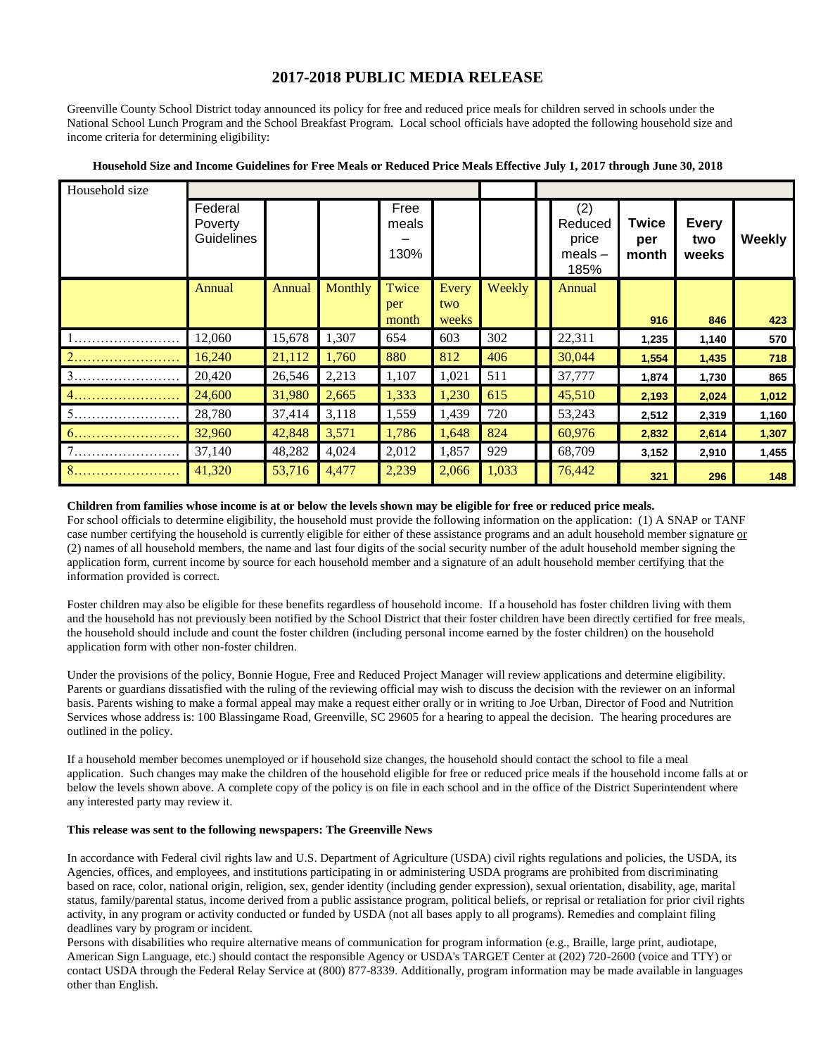# 2017-2018 PUBLIC MEDIA RELEASE

Greenville County School District today announced its policy for free and reduced price meals for children served in schools under the National School Lunch Program and the School Breakfast Program. Local school officials have adopted the following household size and income criteria for determining eligibility:

**Household Size and Income Guidelines for Free Meals or Reduced Price Meals Effective July 1, 2017 through June 30, 2018**

| Household size | | | | | | | | | | |
|---|---|---|---|---|---|---|---|---|---|---|
| | Federal Poverty Guidelines | | | Free meals – 130% | | | (2) Reduced price meals – 185% | Twice per month | Every two weeks | Weekly |
| | Annual | Annual | Monthly | Twice per month | Every two weeks | Weekly | Annual | 916 | 846 | 423 |
| 1…………………… | 12,060 | 15,678 | 1,307 | 654 | 603 | 302 | 22,311 | 1,235 | 1,140 | 570 |
| 2…………………… | 16,240 | 21,112 | 1,760 | 880 | 812 | 406 | 30,044 | 1,554 | 1,435 | 718 |
| 3…………………… | 20,420 | 26,546 | 2,213 | 1,107 | 1,021 | 511 | 37,777 | 1,874 | 1,730 | 865 |
| 4…………………… | 24,600 | 31,980 | 2,665 | 1,333 | 1,230 | 615 | 45,510 | 2,193 | 2,024 | 1,012 |
| 5…………………… | 28,780 | 37,414 | 3,118 | 1,559 | 1,439 | 720 | 53,243 | 2,512 | 2,319 | 1,160 |
| 6…………………… | 32,960 | 42,848 | 3,571 | 1,786 | 1,648 | 824 | 60,976 | 2,832 | 2,614 | 1,307 |
| 7…………………… | 37,140 | 48,282 | 4,024 | 2,012 | 1,857 | 929 | 68,709 | 3,152 | 2,910 | 1,455 |
| 8…………………… | 41,320 | 53,716 | 4,477 | 2,239 | 2,066 | 1,033 | 76,442 | 321 | 296 | 148 |

**Children from families whose income is at or below the levels shown may be eligible for free or reduced price meals.**
For school officials to determine eligibility, the household must provide the following information on the application: (1) A SNAP or TANF case number certifying the household is currently eligible for either of these assistance programs and an adult household member signature or (2) names of all household members, the name and last four digits of the social security number of the adult household member signing the application form, current income by source for each household member and a signature of an adult household member certifying that the information provided is correct.

Foster children may also be eligible for these benefits regardless of household income. If a household has foster children living with them and the household has not previously been notified by the School District that their foster children have been directly certified for free meals, the household should include and count the foster children (including personal income earned by the foster children) on the household application form with other non-foster children.

Under the provisions of the policy, Bonnie Hogue, Free and Reduced Project Manager will review applications and determine eligibility. Parents or guardians dissatisfied with the ruling of the reviewing official may wish to discuss the decision with the reviewer on an informal basis. Parents wishing to make a formal appeal may make a request either orally or in writing to Joe Urban, Director of Food and Nutrition Services whose address is: 100 Blassingame Road, Greenville, SC 29605 for a hearing to appeal the decision. The hearing procedures are outlined in the policy.

If a household member becomes unemployed or if household size changes, the household should contact the school to file a meal application. Such changes may make the children of the household eligible for free or reduced price meals if the household income falls at or below the levels shown above. A complete copy of the policy is on file in each school and in the office of the District Superintendent where any interested party may review it.

**This release was sent to the following newspapers: The Greenville News**

In accordance with Federal civil rights law and U.S. Department of Agriculture (USDA) civil rights regulations and policies, the USDA, its Agencies, offices, and employees, and institutions participating in or administering USDA programs are prohibited from discriminating based on race, color, national origin, religion, sex, gender identity (including gender expression), sexual orientation, disability, age, marital status, family/parental status, income derived from a public assistance program, political beliefs, or reprisal or retaliation for prior civil rights activity, in any program or activity conducted or funded by USDA (not all bases apply to all programs). Remedies and complaint filing deadlines vary by program or incident.
Persons with disabilities who require alternative means of communication for program information (e.g., Braille, large print, audiotape, American Sign Language, etc.) should contact the responsible Agency or USDA's TARGET Center at (202) 720-2600 (voice and TTY) or contact USDA through the Federal Relay Service at (800) 877-8339. Additionally, program information may be made available in languages other than English.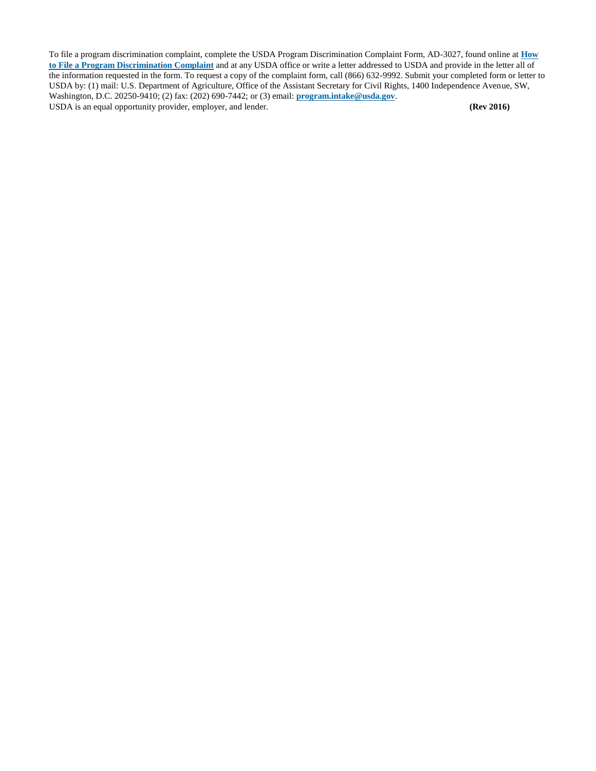To file a program discrimination complaint, complete the USDA Program Discrimination Complaint Form, AD-3027, found online at **How to File a Program Discrimination Complaint** and at any USDA office or write a letter addressed to USDA and provide in the letter all of the information requested in the form. To request a copy of the complaint form, call (866) 632-9992. Submit your completed form or letter to USDA by: (1) mail: U.S. Department of Agriculture, Office of the Assistant Secretary for Civil Rights, 1400 Independence Avenue, SW, Washington, D.C. 20250-9410; (2) fax: (202) 690-7442; or (3) email: **program.intake@usda.gov**.

USDA is an equal opportunity provider, employer, and lender. **(Rev 2016)**